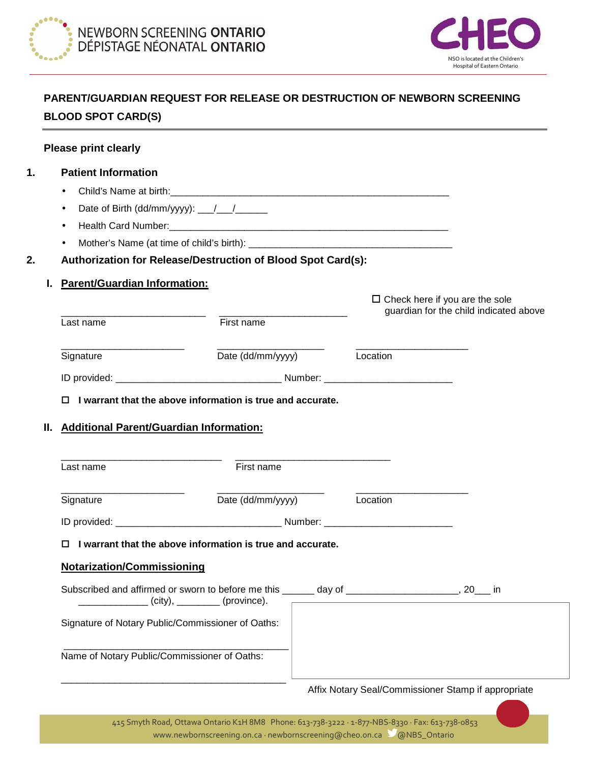NEWBORN SCREENING **ONTARIO**
DÉPISTAGE NÉONATAL **ONTARIO**

CHEO
NSO is located at the Children's Hospital of Eastern Ontario

# PARENT/GUARDIAN REQUEST FOR RELEASE OR DESTRUCTION OF NEWBORN SCREENING BLOOD SPOT CARD(S)

**Please print clearly**

## 1. Patient Information

- Child's Name at birth:\_\_\_\_\_\_\_\_\_\_\_\_\_\_\_\_\_\_\_\_\_\_\_\_\_\_\_\_\_\_\_\_\_\_\_\_\_\_\_\_\_\_\_\_\_\_\_\_\_\_\_\_
- Date of Birth (dd/mm/yyyy): \_\_\_/\_\_\_/\_\_\_\_\_\_
- Health Card Number:\_\_\_\_\_\_\_\_\_\_\_\_\_\_\_\_\_\_\_\_\_\_\_\_\_\_\_\_\_\_\_\_\_\_\_\_\_\_\_\_\_\_\_\_\_\_\_\_\_\_\_\_
- Mother's Name (at time of child's birth): \_\_\_\_\_\_\_\_\_\_\_\_\_\_\_\_\_\_\_\_\_\_\_\_\_\_\_\_\_\_\_\_\_\_\_\_\_\_\_\_

## 2. Authorization for Release/Destruction of Blood Spot Card(s):

### I. Parent/Guardian Information:

☐ Check here if you are the sole guardian for the child indicated above

\_\_\_\_\_\_\_\_\_\_\_\_\_\_\_\_\_\_\_\_\_\_\_\_\_\_\_\_ \_\_\_\_\_\_\_\_\_\_\_\_\_\_\_\_\_\_\_\_\_\_\_\_\_
Last name First name

\_\_\_\_\_\_\_\_\_\_\_\_\_\_\_\_\_\_\_\_\_\_\_\_ \_\_\_\_\_\_\_\_\_\_\_\_\_\_\_\_\_\_\_\_\_ \_\_\_\_\_\_\_\_\_\_\_\_\_\_\_\_\_\_\_\_\_\_
Signature Date (dd/mm/yyyy) Location

ID provided: \_\_\_\_\_\_\_\_\_\_\_\_\_\_\_\_\_\_\_\_\_\_\_\_\_\_\_\_\_\_\_\_ Number: \_\_\_\_\_\_\_\_\_\_\_\_\_\_\_\_\_\_\_\_\_\_\_\_\_

☐ **I warrant that the above information is true and accurate.**

### II. Additional Parent/Guardian Information:

\_\_\_\_\_\_\_\_\_\_\_\_\_\_\_\_\_\_\_\_\_\_\_\_\_\_\_\_\_\_\_ \_\_\_\_\_\_\_\_\_\_\_\_\_\_\_\_\_\_\_\_\_\_\_\_\_\_\_\_\_\_
Last name First name

\_\_\_\_\_\_\_\_\_\_\_\_\_\_\_\_\_\_\_\_\_\_\_\_ \_\_\_\_\_\_\_\_\_\_\_\_\_\_\_\_\_\_\_\_\_ \_\_\_\_\_\_\_\_\_\_\_\_\_\_\_\_\_\_\_\_\_\_
Signature Date (dd/mm/yyyy) Location

ID provided: \_\_\_\_\_\_\_\_\_\_\_\_\_\_\_\_\_\_\_\_\_\_\_\_\_\_\_\_\_\_\_\_ Number: \_\_\_\_\_\_\_\_\_\_\_\_\_\_\_\_\_\_\_\_\_\_\_\_\_

☐ **I warrant that the above information is true and accurate.**

### Notarization/Commissioning

Subscribed and affirmed or sworn to before me this \_\_\_\_\_\_ day of \_\_\_\_\_\_\_\_\_\_\_\_\_\_\_\_\_\_\_\_\_, 20\_\_\_ in \_\_\_\_\_\_\_\_\_\_\_\_\_ (city), \_\_\_\_\_\_\_\_ (province).

Signature of Notary Public/Commissioner of Oaths:

\_\_\_\_\_\_\_\_\_\_\_\_\_\_\_\_\_\_\_\_\_\_\_\_\_\_\_\_\_\_\_\_\_\_\_\_\_\_\_\_\_\_\_\_

Name of Notary Public/Commissioner of Oaths:

\_\_\_\_\_\_\_\_\_\_\_\_\_\_\_\_\_\_\_\_\_\_\_\_\_\_\_\_\_\_\_\_\_\_\_\_\_\_\_\_\_\_\_\_

Affix Notary Seal/Commissioner Stamp if appropriate

415 Smyth Road, Ottawa Ontario K1H 8M8 Phone: 613-738-3222 · 1-877-NBS-8330 · Fax: 613-738-0853
www.newbornscreening.on.ca · newbornscreening@cheo.on.ca @NBS_Ontario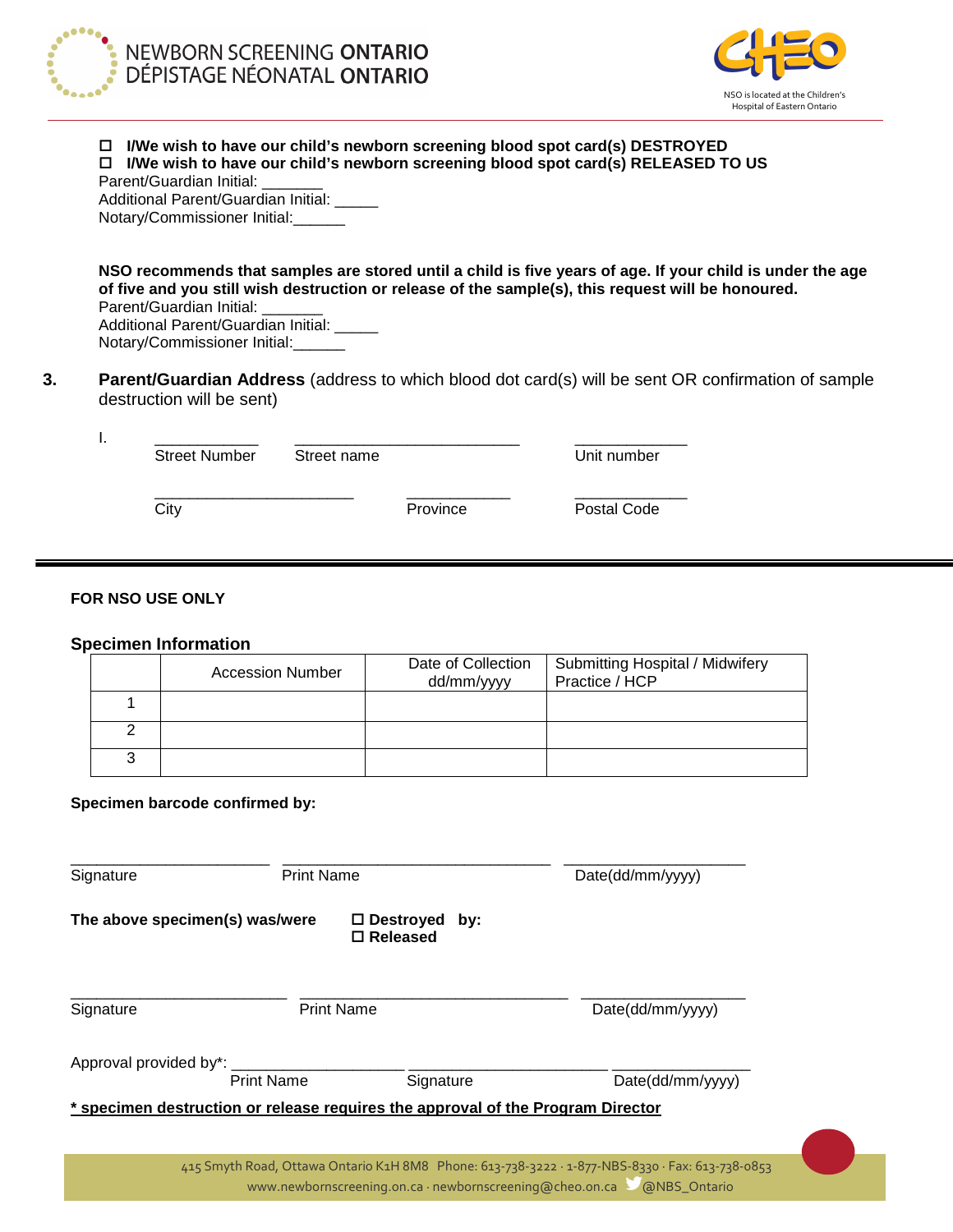☐ **I/We wish to have our child's newborn screening blood spot card(s) DESTROYED**
☐ **I/We wish to have our child's newborn screening blood spot card(s) RELEASED TO US**
Parent/Guardian Initial: _______
Additional Parent/Guardian Initial: _____
Notary/Commissioner Initial:______

**NSO recommends that samples are stored until a child is five years of age. If your child is under the age of five and you still wish destruction or release of the sample(s), this request will be honoured.**
Parent/Guardian Initial: _______
Additional Parent/Guardian Initial: _____
Notary/Commissioner Initial:______

3. **Parent/Guardian Address** (address to which blood dot card(s) will be sent OR confirmation of sample destruction will be sent)

I. ____________ Street Number ___________________________ Street name _____________ Unit number

________________________ City ____________ Province _____________ Postal Code

**FOR NSO USE ONLY**

**Specimen Information**

| | Accession Number | Date of Collection dd/mm/yyyy | Submitting Hospital / Midwifery Practice / HCP |
|---|---|---|---|
| 1 | | | |
| 2 | | | |
| 3 | | | |

**Specimen barcode confirmed by:**

_______________________ Signature ________________________________ Print Name ____________________ Date(dd/mm/yyyy)

**The above specimen(s) was/were** ☐ **Destroyed** ☐ **Released** **by:**

_________________________ Signature ________________________________ Print Name __________________ Date(dd/mm/yyyy)

Approval provided by*: ____________________ Print Name ______________________ Signature _______________ Date(dd/mm/yyyy)

**<u>* specimen destruction or release requires the approval of the Program Director</u>**